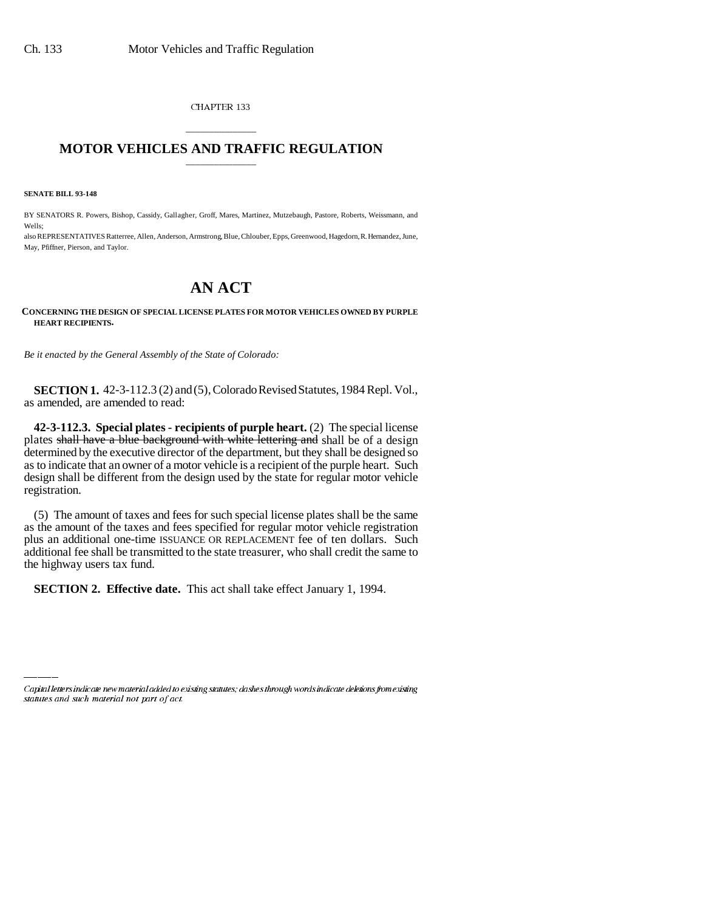CHAPTER 133

# MOTOR VEHICLES AND TRAFFIC REGULATION

**SENATE BILL 93-148**

BY SENATORS R. Powers, Bishop, Cassidy, Gallagher, Groff, Mares, Martinez, Mutzebaugh, Pastore, Roberts, Weissmann, and Wells;

also REPRESENTATIVES Ratterree, Allen, Anderson, Armstrong, Blue, Chlouber, Epps, Greenwood, Hagedorn, R. Hernandez, June, May, Pfiffner, Pierson, and Taylor.

# AN ACT

**CONCERNING THE DESIGN OF SPECIAL LICENSE PLATES FOR MOTOR VEHICLES OWNED BY PURPLE HEART RECIPIENTS.**

*Be it enacted by the General Assembly of the State of Colorado:*

**SECTION 1.** 42-3-112.3 (2) and (5), Colorado Revised Statutes, 1984 Repl. Vol., as amended, are amended to read:

**42-3-112.3. Special plates - recipients of purple heart.** (2) The special license plates ~~shall have a blue background with white lettering and~~ shall be of a design determined by the executive director of the department, but they shall be designed so as to indicate that an owner of a motor vehicle is a recipient of the purple heart. Such design shall be different from the design used by the state for regular motor vehicle registration.

(5) The amount of taxes and fees for such special license plates shall be the same as the amount of the taxes and fees specified for regular motor vehicle registration plus an additional one-time ISSUANCE OR REPLACEMENT fee of ten dollars. Such additional fee shall be transmitted to the state treasurer, who shall credit the same to the highway users tax fund.

**SECTION 2. Effective date.** This act shall take effect January 1, 1994.

Capital letters indicate new material added to existing statutes; dashes through words indicate deletions from existing statutes and such material not part of act.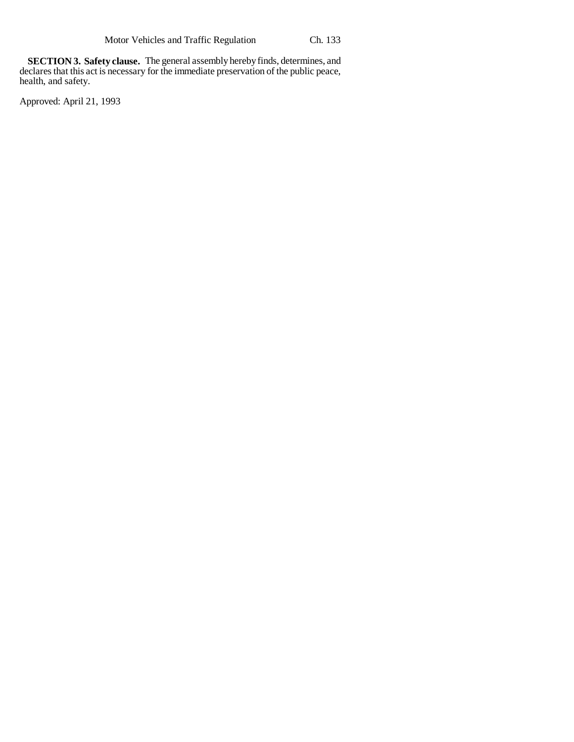**SECTION 3. Safety clause.** The general assembly hereby finds, determines, and declares that this act is necessary for the immediate preservation of the public peace, health, and safety.

Approved: April 21, 1993